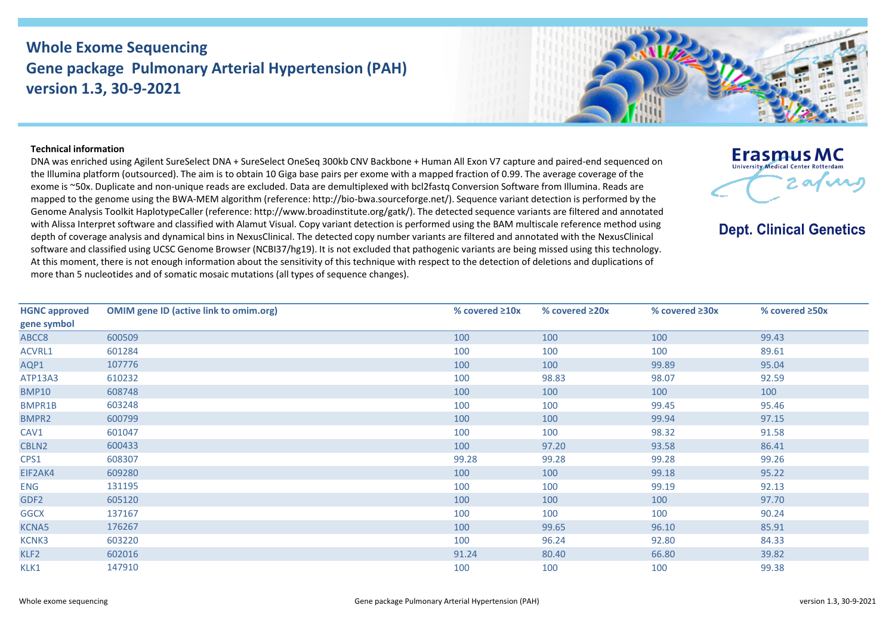# Whole Exome Sequencing
# Gene package Pulmonary Arterial Hypertension (PAH)
# version 1.3, 30-9-2021

Erasmus MC
University Medical Center Rotterdam

**Dept. Clinical Genetics**

**Technical information**

DNA was enriched using Agilent SureSelect DNA + SureSelect OneSeq 300kb CNV Backbone + Human All Exon V7 capture and paired-end sequenced on the Illumina platform (outsourced). The aim is to obtain 10 Giga base pairs per exome with a mapped fraction of 0.99. The average coverage of the exome is ~50x. Duplicate and non-unique reads are excluded. Data are demultiplexed with bcl2fastq Conversion Software from Illumina. Reads are mapped to the genome using the BWA-MEM algorithm (reference: http://bio-bwa.sourceforge.net/). Sequence variant detection is performed by the Genome Analysis Toolkit HaplotypeCaller (reference: http://www.broadinstitute.org/gatk/). The detected sequence variants are filtered and annotated with Alissa Interpret software and classified with Alamut Visual. Copy variant detection is performed using the BAM multiscale reference method using depth of coverage analysis and dynamical bins in NexusClinical. The detected copy number variants are filtered and annotated with the NexusClinical software and classified using UCSC Genome Browser (NCBI37/hg19). It is not excluded that pathogenic variants are being missed using this technology. At this moment, there is not enough information about the sensitivity of this technique with respect to the detection of deletions and duplications of more than 5 nucleotides and of somatic mosaic mutations (all types of sequence changes).

| HGNC approved gene symbol | OMIM gene ID (active link to omim.org) | % covered ≥10x | % covered ≥20x | % covered ≥30x | % covered ≥50x |
|---|---|---|---|---|---|
| ABCC8 | 600509 | 100 | 100 | 100 | 99.43 |
| ACVRL1 | 601284 | 100 | 100 | 100 | 89.61 |
| AQP1 | 107776 | 100 | 100 | 99.89 | 95.04 |
| ATP13A3 | 610232 | 100 | 98.83 | 98.07 | 92.59 |
| BMP10 | 608748 | 100 | 100 | 100 | 100 |
| BMPR1B | 603248 | 100 | 100 | 99.45 | 95.46 |
| BMPR2 | 600799 | 100 | 100 | 99.94 | 97.15 |
| CAV1 | 601047 | 100 | 100 | 98.32 | 91.58 |
| CBLN2 | 600433 | 100 | 97.20 | 93.58 | 86.41 |
| CPS1 | 608307 | 99.28 | 99.28 | 99.28 | 99.26 |
| EIF2AK4 | 609280 | 100 | 100 | 99.18 | 95.22 |
| ENG | 131195 | 100 | 100 | 99.19 | 92.13 |
| GDF2 | 605120 | 100 | 100 | 100 | 97.70 |
| GGCX | 137167 | 100 | 100 | 100 | 90.24 |
| KCNA5 | 176267 | 100 | 99.65 | 96.10 | 85.91 |
| KCNK3 | 603220 | 100 | 96.24 | 92.80 | 84.33 |
| KLF2 | 602016 | 91.24 | 80.40 | 66.80 | 39.82 |
| KLK1 | 147910 | 100 | 100 | 100 | 99.38 |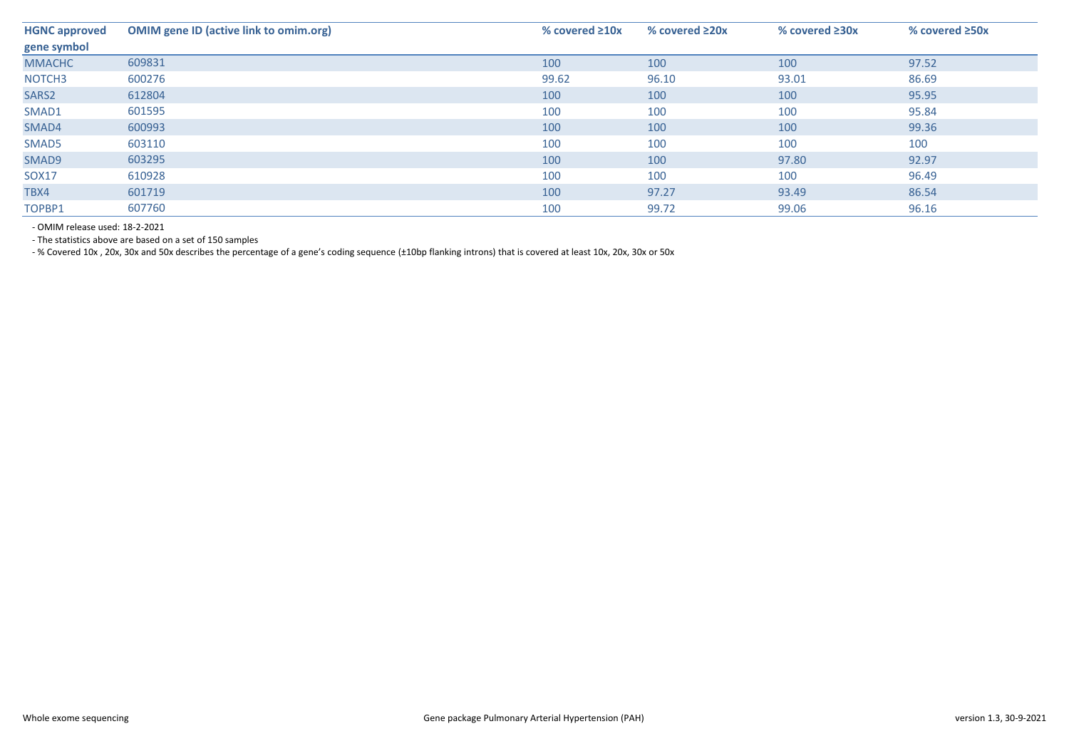| HGNC approved gene symbol | OMIM gene ID (active link to omim.org) | % covered ≥10x | % covered ≥20x | % covered ≥30x | % covered ≥50x |
|---|---|---|---|---|---|
| MMACHC | 609831 | 100 | 100 | 100 | 97.52 |
| NOTCH3 | 600276 | 99.62 | 96.10 | 93.01 | 86.69 |
| SARS2 | 612804 | 100 | 100 | 100 | 95.95 |
| SMAD1 | 601595 | 100 | 100 | 100 | 95.84 |
| SMAD4 | 600993 | 100 | 100 | 100 | 99.36 |
| SMAD5 | 603110 | 100 | 100 | 100 | 100 |
| SMAD9 | 603295 | 100 | 100 | 97.80 | 92.97 |
| SOX17 | 610928 | 100 | 100 | 100 | 96.49 |
| TBX4 | 601719 | 100 | 97.27 | 93.49 | 86.54 |
| TOPBP1 | 607760 | 100 | 99.72 | 99.06 | 96.16 |

- OMIM release used: 18-2-2021
- The statistics above are based on a set of 150 samples
- % Covered 10x , 20x, 30x and 50x describes the percentage of a gene's coding sequence (±10bp flanking introns) that is covered at least 10x, 20x, 30x or 50x